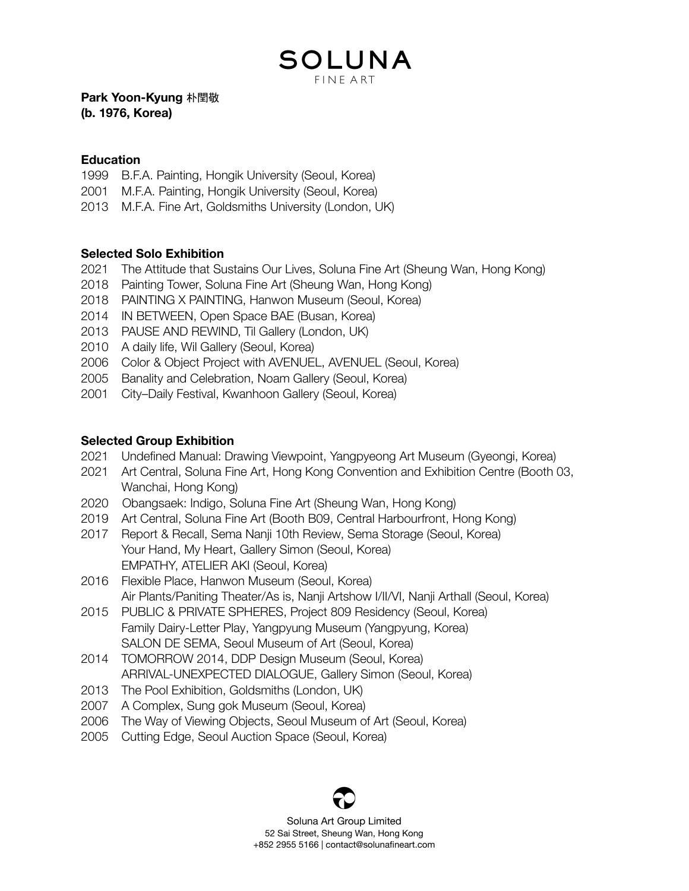# SOLUNA
FINE ART

**Park Yoon-Kyung 朴閏敬**
**(b. 1976, Korea)**

**Education**

1999 B.F.A. Painting, Hongik University (Seoul, Korea)
2001 M.F.A. Painting, Hongik University (Seoul, Korea)
2013 M.F.A. Fine Art, Goldsmiths University (London, UK)

**Selected Solo Exhibition**

2021 The Attitude that Sustains Our Lives, Soluna Fine Art (Sheung Wan, Hong Kong)
2018 Painting Tower, Soluna Fine Art (Sheung Wan, Hong Kong)
2018 PAINTING X PAINTING, Hanwon Museum (Seoul, Korea)
2014 IN BETWEEN, Open Space BAE (Busan, Korea)
2013 PAUSE AND REWIND, Til Gallery (London, UK)
2010 A daily life, Wil Gallery (Seoul, Korea)
2006 Color & Object Project with AVENUEL, AVENUEL (Seoul, Korea)
2005 Banality and Celebration, Noam Gallery (Seoul, Korea)
2001 City–Daily Festival, Kwanhoon Gallery (Seoul, Korea)

**Selected Group Exhibition**

2021 Undefined Manual: Drawing Viewpoint, Yangpyeong Art Museum (Gyeongi, Korea)
2021 Art Central, Soluna Fine Art, Hong Kong Convention and Exhibition Centre (Booth 03, Wanchai, Hong Kong)
2020 Obangsaek: Indigo, Soluna Fine Art (Sheung Wan, Hong Kong)
2019 Art Central, Soluna Fine Art (Booth B09, Central Harbourfront, Hong Kong)
2017 Report & Recall, Sema Nanji 10th Review, Sema Storage (Seoul, Korea)
Your Hand, My Heart, Gallery Simon (Seoul, Korea)
EMPATHY, ATELIER AKI (Seoul, Korea)
2016 Flexible Place, Hanwon Museum (Seoul, Korea)
Air Plants/Paniting Theater/As is, Nanji Artshow I/II/VI, Nanji Arthall (Seoul, Korea)
2015 PUBLIC & PRIVATE SPHERES, Project 809 Residency (Seoul, Korea)
Family Dairy-Letter Play, Yangpyung Museum (Yangpyung, Korea)
SALON DE SEMA, Seoul Museum of Art (Seoul, Korea)
2014 TOMORROW 2014, DDP Design Museum (Seoul, Korea)
ARRIVAL-UNEXPECTED DIALOGUE, Gallery Simon (Seoul, Korea)
2013 The Pool Exhibition, Goldsmiths (London, UK)
2007 A Complex, Sung gok Museum (Seoul, Korea)
2006 The Way of Viewing Objects, Seoul Museum of Art (Seoul, Korea)
2005 Cutting Edge, Seoul Auction Space (Seoul, Korea)

Soluna Art Group Limited
52 Sai Street, Sheung Wan, Hong Kong
+852 2955 5166 | contact@solunafineart.com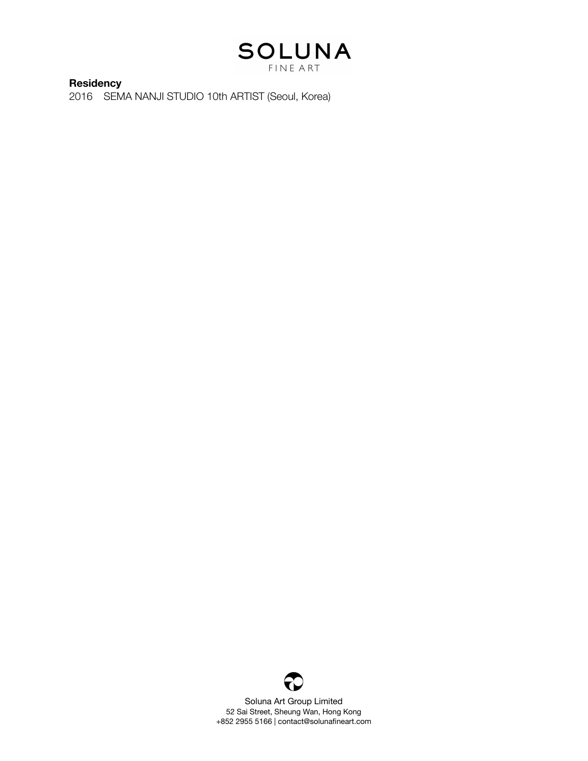**Residency**

2016 SEMA NANJI STUDIO 10th ARTIST (Seoul, Korea)